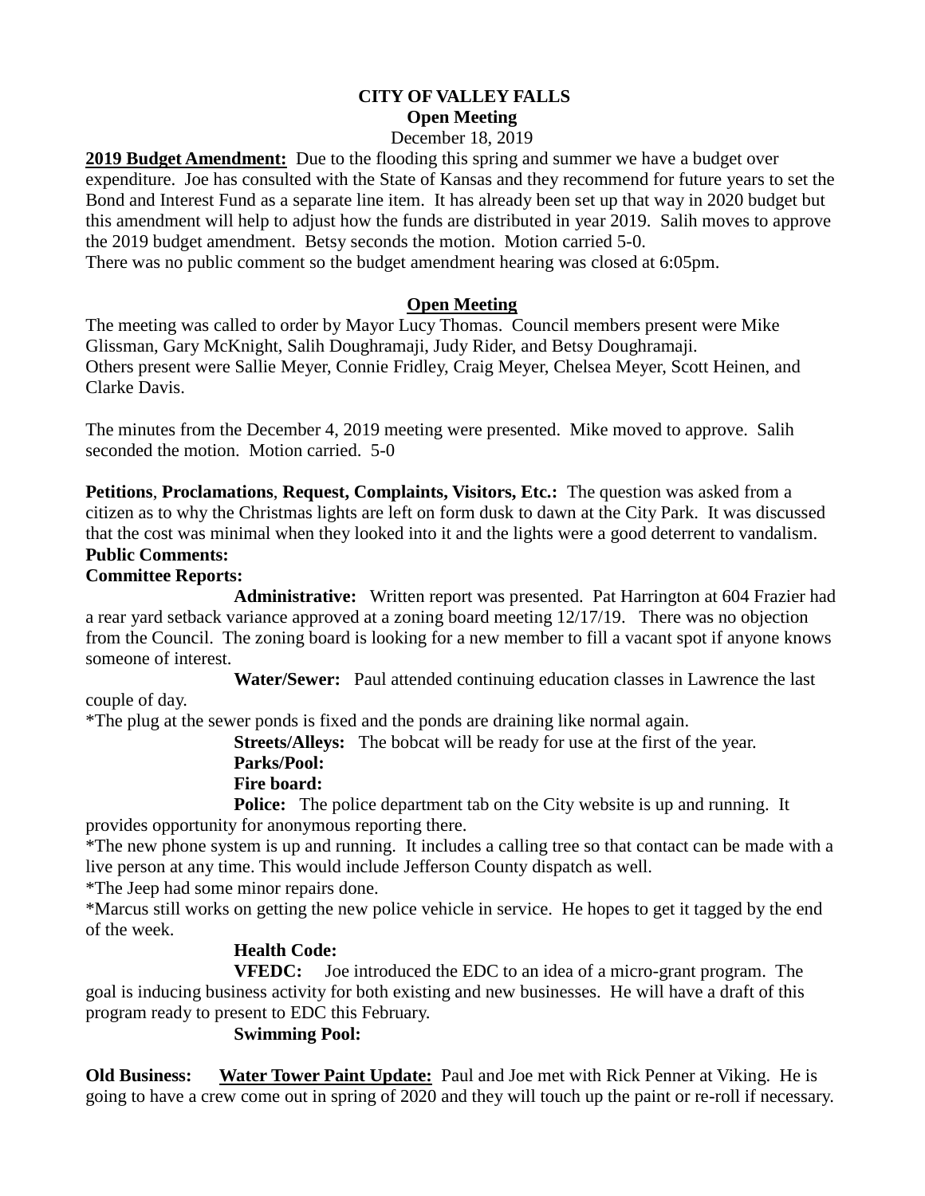# CITY OF VALLEY FALLS
## Open Meeting
December 18, 2019

**2019 Budget Amendment:** Due to the flooding this spring and summer we have a budget over expenditure. Joe has consulted with the State of Kansas and they recommend for future years to set the Bond and Interest Fund as a separate line item. It has already been set up that way in 2020 budget but this amendment will help to adjust how the funds are distributed in year 2019. Salih moves to approve the 2019 budget amendment. Betsy seconds the motion. Motion carried 5-0.
There was no public comment so the budget amendment hearing was closed at 6:05pm.

## Open Meeting

The meeting was called to order by Mayor Lucy Thomas. Council members present were Mike Glissman, Gary McKnight, Salih Doughramaji, Judy Rider, and Betsy Doughramaji.
Others present were Sallie Meyer, Connie Fridley, Craig Meyer, Chelsea Meyer, Scott Heinen, and Clarke Davis.

The minutes from the December 4, 2019 meeting were presented. Mike moved to approve. Salih seconded the motion. Motion carried. 5-0

**Petitions**, **Proclamations**, **Request, Complaints, Visitors, Etc.:** The question was asked from a citizen as to why the Christmas lights are left on form dusk to dawn at the City Park. It was discussed that the cost was minimal when they looked into it and the lights were a good deterrent to vandalism.

**Public Comments:**

**Committee Reports:**

**Administrative:** Written report was presented. Pat Harrington at 604 Frazier had a rear yard setback variance approved at a zoning board meeting 12/17/19. There was no objection from the Council. The zoning board is looking for a new member to fill a vacant spot if anyone knows someone of interest.

**Water/Sewer:** Paul attended continuing education classes in Lawrence the last couple of day.

*The plug at the sewer ponds is fixed and the ponds are draining like normal again.

**Streets/Alleys:** The bobcat will be ready for use at the first of the year.

**Parks/Pool:**

**Fire board:**

**Police:** The police department tab on the City website is up and running. It provides opportunity for anonymous reporting there.

*The new phone system is up and running. It includes a calling tree so that contact can be made with a live person at any time. This would include Jefferson County dispatch as well.

*The Jeep had some minor repairs done.

*Marcus still works on getting the new police vehicle in service. He hopes to get it tagged by the end of the week.

**Health Code:**

**VFEDC:** Joe introduced the EDC to an idea of a micro-grant program. The goal is inducing business activity for both existing and new businesses. He will have a draft of this program ready to present to EDC this February.

**Swimming Pool:**

**Old Business:** **Water Tower Paint Update:** Paul and Joe met with Rick Penner at Viking. He is going to have a crew come out in spring of 2020 and they will touch up the paint or re-roll if necessary.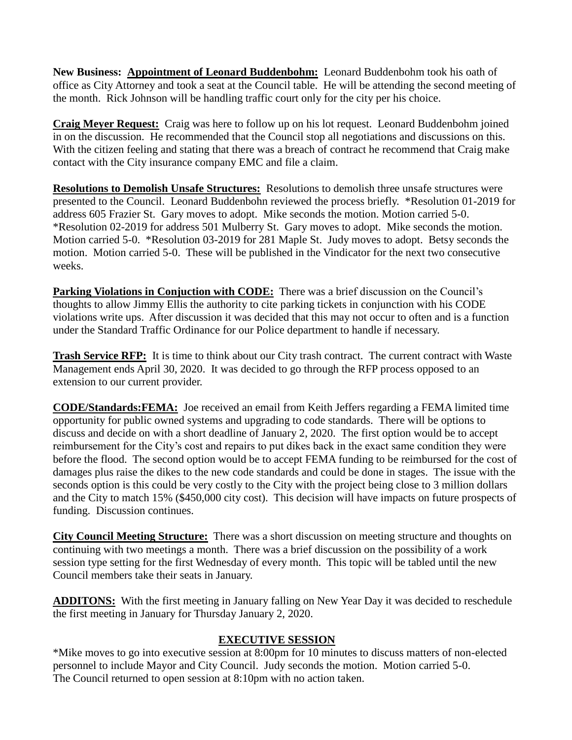**New Business: Appointment of Leonard Buddenbohm:** Leonard Buddenbohm took his oath of office as City Attorney and took a seat at the Council table. He will be attending the second meeting of the month. Rick Johnson will be handling traffic court only for the city per his choice.

**Craig Meyer Request:** Craig was here to follow up on his lot request. Leonard Buddenbohm joined in on the discussion. He recommended that the Council stop all negotiations and discussions on this. With the citizen feeling and stating that there was a breach of contract he recommend that Craig make contact with the City insurance company EMC and file a claim.

**Resolutions to Demolish Unsafe Structures:** Resolutions to demolish three unsafe structures were presented to the Council. Leonard Buddenbohn reviewed the process briefly. *Resolution 01-2019 for address 605 Frazier St. Gary moves to adopt. Mike seconds the motion. Motion carried 5-0. *Resolution 02-2019 for address 501 Mulberry St. Gary moves to adopt. Mike seconds the motion. Motion carried 5-0. *Resolution 03-2019 for 281 Maple St. Judy moves to adopt. Betsy seconds the motion. Motion carried 5-0. These will be published in the Vindicator for the next two consecutive weeks.

**Parking Violations in Conjuction with CODE:** There was a brief discussion on the Council's thoughts to allow Jimmy Ellis the authority to cite parking tickets in conjunction with his CODE violations write ups. After discussion it was decided that this may not occur to often and is a function under the Standard Traffic Ordinance for our Police department to handle if necessary.

**Trash Service RFP:** It is time to think about our City trash contract. The current contract with Waste Management ends April 30, 2020. It was decided to go through the RFP process opposed to an extension to our current provider.

**CODE/Standards:FEMA:** Joe received an email from Keith Jeffers regarding a FEMA limited time opportunity for public owned systems and upgrading to code standards. There will be options to discuss and decide on with a short deadline of January 2, 2020. The first option would be to accept reimbursement for the City's cost and repairs to put dikes back in the exact same condition they were before the flood. The second option would be to accept FEMA funding to be reimbursed for the cost of damages plus raise the dikes to the new code standards and could be done in stages. The issue with the seconds option is this could be very costly to the City with the project being close to 3 million dollars and the City to match 15% ($450,000 city cost). This decision will have impacts on future prospects of funding. Discussion continues.

**City Council Meeting Structure:** There was a short discussion on meeting structure and thoughts on continuing with two meetings a month. There was a brief discussion on the possibility of a work session type setting for the first Wednesday of every month. This topic will be tabled until the new Council members take their seats in January.

**ADDITONS:** With the first meeting in January falling on New Year Day it was decided to reschedule the first meeting in January for Thursday January 2, 2020.

## EXECUTIVE SESSION

*Mike moves to go into executive session at 8:00pm for 10 minutes to discuss matters of non-elected personnel to include Mayor and City Council. Judy seconds the motion. Motion carried 5-0.
The Council returned to open session at 8:10pm with no action taken.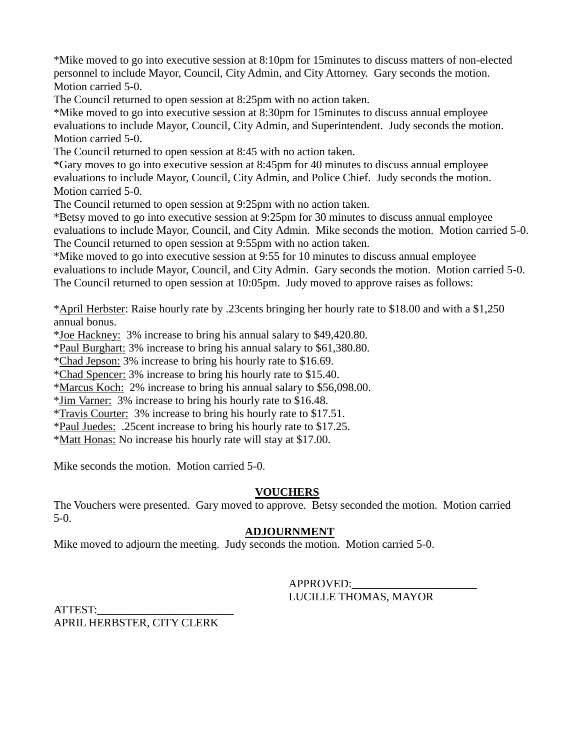*Mike moved to go into executive session at 8:10pm for 15minutes to discuss matters of non-elected personnel to include Mayor, Council, City Admin, and City Attorney. Gary seconds the motion. Motion carried 5-0.

The Council returned to open session at 8:25pm with no action taken.

*Mike moved to go into executive session at 8:30pm for 15minutes to discuss annual employee evaluations to include Mayor, Council, City Admin, and Superintendent. Judy seconds the motion. Motion carried 5-0.

The Council returned to open session at 8:45 with no action taken.

*Gary moves to go into executive session at 8:45pm for 40 minutes to discuss annual employee evaluations to include Mayor, Council, City Admin, and Police Chief. Judy seconds the motion. Motion carried 5-0.

The Council returned to open session at 9:25pm with no action taken.

*Betsy moved to go into executive session at 9:25pm for 30 minutes to discuss annual employee evaluations to include Mayor, Council, and City Admin. Mike seconds the motion. Motion carried 5-0.

The Council returned to open session at 9:55pm with no action taken.

*Mike moved to go into executive session at 9:55 for 10 minutes to discuss annual employee evaluations to include Mayor, Council, and City Admin. Gary seconds the motion. Motion carried 5-0.

The Council returned to open session at 10:05pm. Judy moved to approve raises as follows:

*<u>April Herbster</u>: Raise hourly rate by .23cents bringing her hourly rate to $18.00 and with a $1,250 annual bonus.

*<u>Joe Hackney:</u> 3% increase to bring his annual salary to $49,420.80.

*<u>Paul Burghart:</u> 3% increase to bring his annual salary to $61,380.80.

*<u>Chad Jepson:</u> 3% increase to bring his hourly rate to $16.69.

*<u>Chad Spencer:</u> 3% increase to bring his hourly rate to $15.40.

*<u>Marcus Koch:</u> 2% increase to bring his annual salary to $56,098.00.

*<u>Jim Varner:</u> 3% increase to bring his hourly rate to $16.48.

*<u>Travis Courter:</u> 3% increase to bring his hourly rate to $17.51.

*<u>Paul Juedes:</u> .25cent increase to bring his hourly rate to $17.25.

*<u>Matt Honas:</u> No increase his hourly rate will stay at $17.00.

Mike seconds the motion. Motion carried 5-0.

## VOUCHERS

The Vouchers were presented. Gary moved to approve. Betsy seconded the motion. Motion carried 5-0.

## ADJOURNMENT

Mike moved to adjourn the meeting. Judy seconds the motion. Motion carried 5-0.

APPROVED:______________________
LUCILLE THOMAS, MAYOR

ATTEST:________________________
APRIL HERBSTER, CITY CLERK